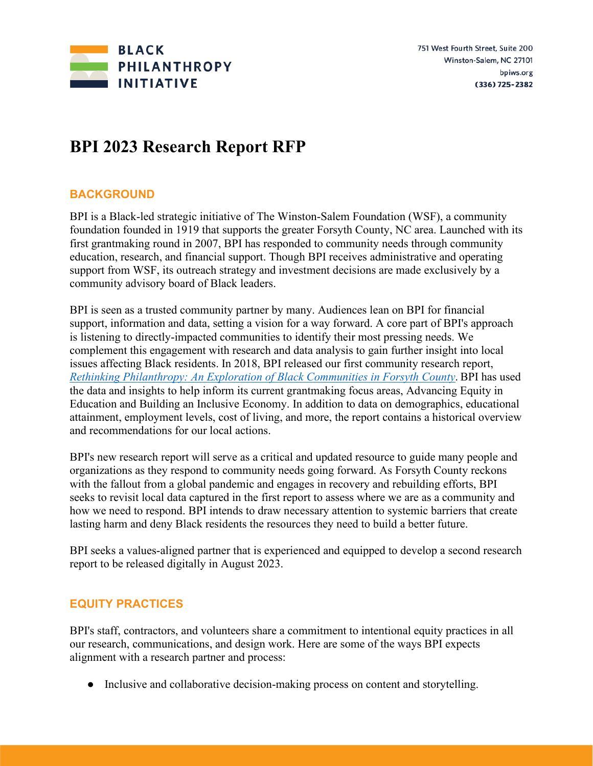BLACK PHILANTHROPY INITIATIVE

751 West Fourth Street, Suite 200
Winston-Salem, NC 27101
bpiws.org
(336) 725-2382

# BPI 2023 Research Report RFP

## BACKGROUND

BPI is a Black-led strategic initiative of The Winston-Salem Foundation (WSF), a community foundation founded in 1919 that supports the greater Forsyth County, NC area. Launched with its first grantmaking round in 2007, BPI has responded to community needs through community education, research, and financial support. Though BPI receives administrative and operating support from WSF, its outreach strategy and investment decisions are made exclusively by a community advisory board of Black leaders.

BPI is seen as a trusted community partner by many. Audiences lean on BPI for financial support, information and data, setting a vision for a way forward. A core part of BPI's approach is listening to directly-impacted communities to identify their most pressing needs. We complement this engagement with research and data analysis to gain further insight into local issues affecting Black residents. In 2018, BPI released our first community research report, *Rethinking Philanthropy: An Exploration of Black Communities in Forsyth County*. BPI has used the data and insights to help inform its current grantmaking focus areas, Advancing Equity in Education and Building an Inclusive Economy. In addition to data on demographics, educational attainment, employment levels, cost of living, and more, the report contains a historical overview and recommendations for our local actions.

BPI's new research report will serve as a critical and updated resource to guide many people and organizations as they respond to community needs going forward. As Forsyth County reckons with the fallout from a global pandemic and engages in recovery and rebuilding efforts, BPI seeks to revisit local data captured in the first report to assess where we are as a community and how we need to respond. BPI intends to draw necessary attention to systemic barriers that create lasting harm and deny Black residents the resources they need to build a better future.

BPI seeks a values-aligned partner that is experienced and equipped to develop a second research report to be released digitally in August 2023.

## EQUITY PRACTICES

BPI's staff, contractors, and volunteers share a commitment to intentional equity practices in all our research, communications, and design work. Here are some of the ways BPI expects alignment with a research partner and process:

- Inclusive and collaborative decision-making process on content and storytelling.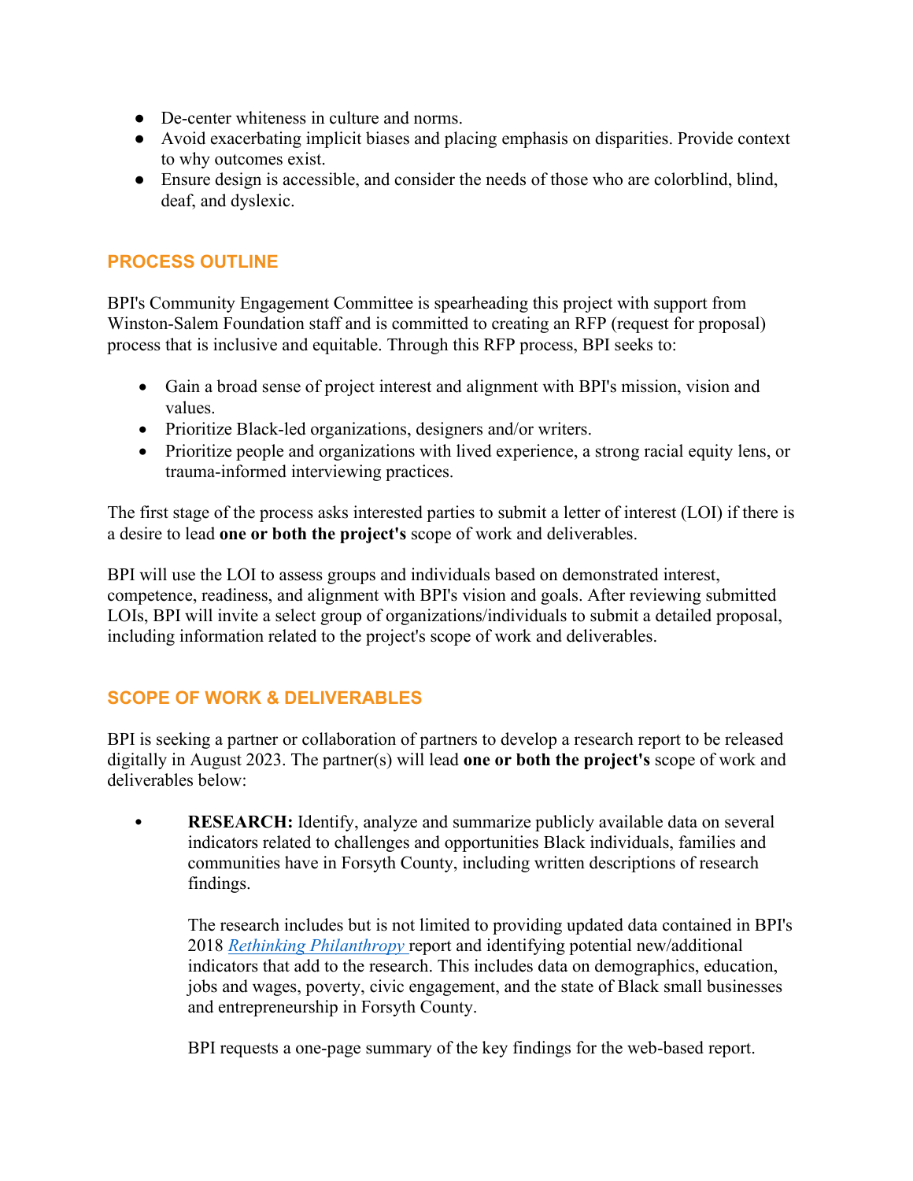- De-center whiteness in culture and norms.
- Avoid exacerbating implicit biases and placing emphasis on disparities. Provide context to why outcomes exist.
- Ensure design is accessible, and consider the needs of those who are colorblind, blind, deaf, and dyslexic.

## PROCESS OUTLINE

BPI's Community Engagement Committee is spearheading this project with support from Winston-Salem Foundation staff and is committed to creating an RFP (request for proposal) process that is inclusive and equitable. Through this RFP process, BPI seeks to:

- Gain a broad sense of project interest and alignment with BPI's mission, vision and values.
- Prioritize Black-led organizations, designers and/or writers.
- Prioritize people and organizations with lived experience, a strong racial equity lens, or trauma-informed interviewing practices.

The first stage of the process asks interested parties to submit a letter of interest (LOI) if there is a desire to lead **one or both the project's** scope of work and deliverables.

BPI will use the LOI to assess groups and individuals based on demonstrated interest, competence, readiness, and alignment with BPI's vision and goals. After reviewing submitted LOIs, BPI will invite a select group of organizations/individuals to submit a detailed proposal, including information related to the project's scope of work and deliverables.

## SCOPE OF WORK & DELIVERABLES

BPI is seeking a partner or collaboration of partners to develop a research report to be released digitally in August 2023. The partner(s) will lead **one or both the project's** scope of work and deliverables below:

- **RESEARCH:** Identify, analyze and summarize publicly available data on several indicators related to challenges and opportunities Black individuals, families and communities have in Forsyth County, including written descriptions of research findings.

  The research includes but is not limited to providing updated data contained in BPI's 2018 *Rethinking Philanthropy* report and identifying potential new/additional indicators that add to the research. This includes data on demographics, education, jobs and wages, poverty, civic engagement, and the state of Black small businesses and entrepreneurship in Forsyth County.

  BPI requests a one-page summary of the key findings for the web-based report.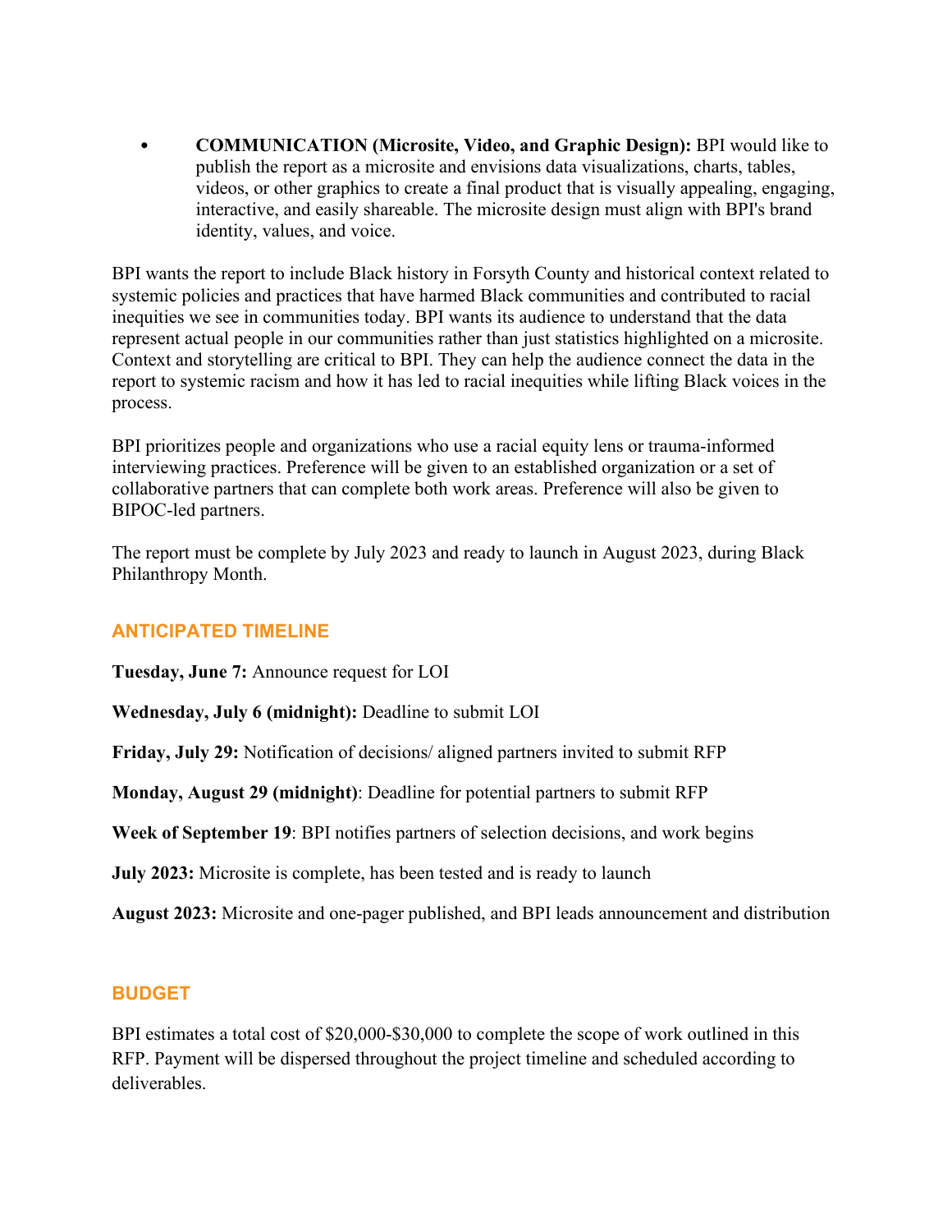- **COMMUNICATION (Microsite, Video, and Graphic Design):** BPI would like to publish the report as a microsite and envisions data visualizations, charts, tables, videos, or other graphics to create a final product that is visually appealing, engaging, interactive, and easily shareable. The microsite design must align with BPI's brand identity, values, and voice.

BPI wants the report to include Black history in Forsyth County and historical context related to systemic policies and practices that have harmed Black communities and contributed to racial inequities we see in communities today. BPI wants its audience to understand that the data represent actual people in our communities rather than just statistics highlighted on a microsite. Context and storytelling are critical to BPI. They can help the audience connect the data in the report to systemic racism and how it has led to racial inequities while lifting Black voices in the process.

BPI prioritizes people and organizations who use a racial equity lens or trauma-informed interviewing practices. Preference will be given to an established organization or a set of collaborative partners that can complete both work areas. Preference will also be given to BIPOC-led partners.

The report must be complete by July 2023 and ready to launch in August 2023, during Black Philanthropy Month.

## ANTICIPATED TIMELINE

**Tuesday, June 7:** Announce request for LOI

**Wednesday, July 6 (midnight):** Deadline to submit LOI

**Friday, July 29:** Notification of decisions/ aligned partners invited to submit RFP

**Monday, August 29 (midnight)**: Deadline for potential partners to submit RFP

**Week of September 19**: BPI notifies partners of selection decisions, and work begins

**July 2023:** Microsite is complete, has been tested and is ready to launch

**August 2023:** Microsite and one-pager published, and BPI leads announcement and distribution

## BUDGET

BPI estimates a total cost of $20,000-$30,000 to complete the scope of work outlined in this RFP. Payment will be dispersed throughout the project timeline and scheduled according to deliverables.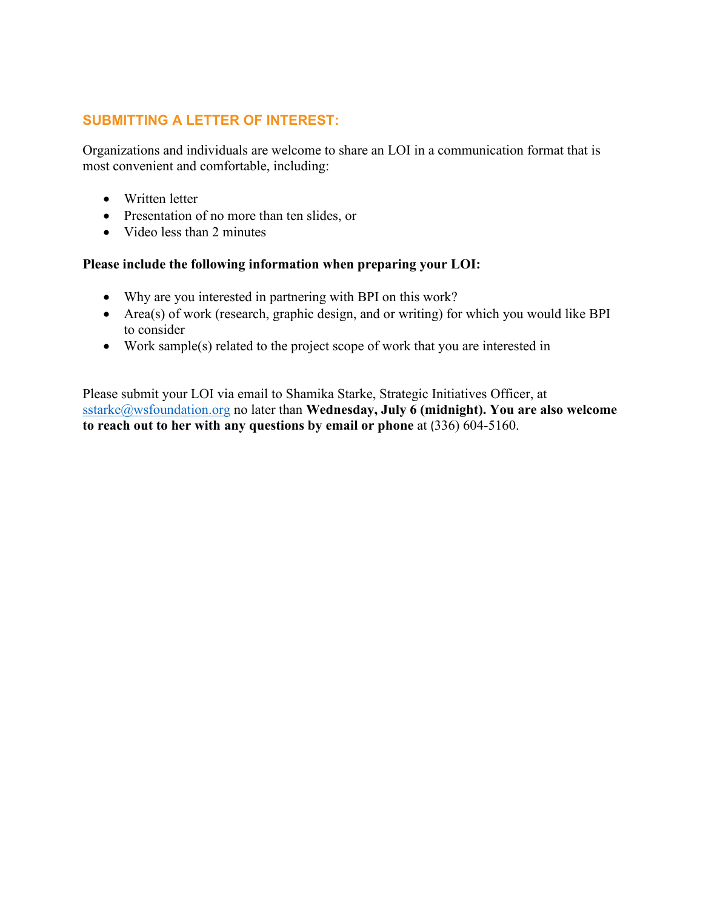## SUBMITTING A LETTER OF INTEREST:

Organizations and individuals are welcome to share an LOI in a communication format that is most convenient and comfortable, including:

- Written letter
- Presentation of no more than ten slides, or
- Video less than 2 minutes

**Please include the following information when preparing your LOI:**

- Why are you interested in partnering with BPI on this work?
- Area(s) of work (research, graphic design, and or writing) for which you would like BPI to consider
- Work sample(s) related to the project scope of work that you are interested in

Please submit your LOI via email to Shamika Starke, Strategic Initiatives Officer, at sstarke@wsfoundation.org no later than **Wednesday, July 6 (midnight). You are also welcome to reach out to her with any questions by email or phone** at (336) 604-5160.